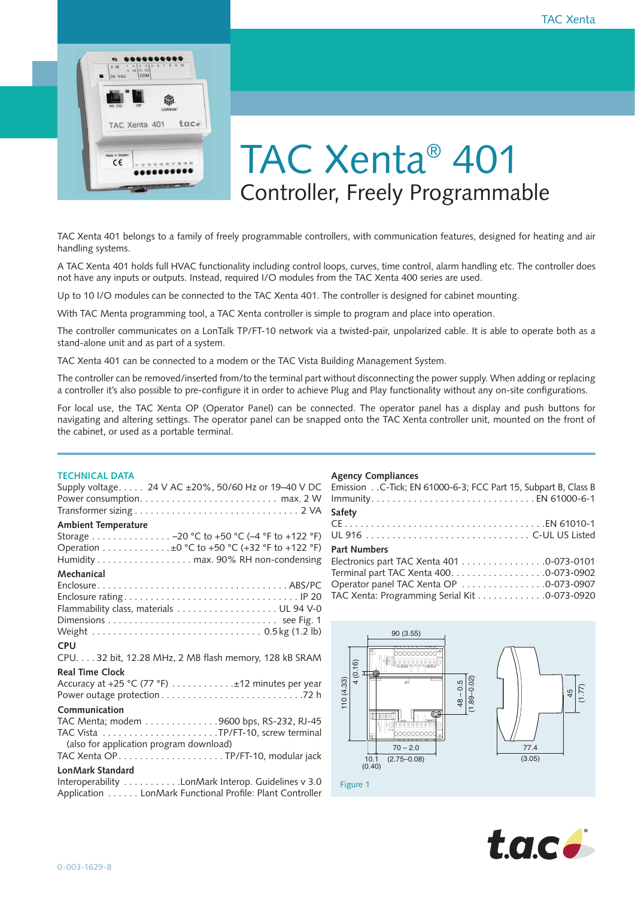# TAC Xenta® 401

## Controller, Freely Programmable

TAC Xenta 401 belongs to a family of freely programmable controllers, with communication features, designed for heating and air handling systems.

A TAC Xenta 401 holds full HVAC functionality including control loops, curves, time control, alarm handling etc. The controller does not have any inputs or outputs. Instead, required I/O modules from the TAC Xenta 400 series are used.

Up to 10 I/O modules can be connected to the TAC Xenta 401. The controller is designed for cabinet mounting.

With TAC Menta programming tool, a TAC Xenta controller is simple to program and place into operation.

The controller communicates on a LonTalk TP/FT-10 network via a twisted-pair, unpolarized cable. It is able to operate both as a stand-alone unit and as part of a system.

TAC Xenta 401 can be connected to a modem or the TAC Vista Building Management System.

The controller can be removed/inserted from/to the terminal part without disconnecting the power supply. When adding or replacing a controller it's also possible to pre-configure it in order to achieve Plug and Play functionality without any on-site configurations.

For local use, the TAC Xenta OP (Operator Panel) can be connected. The operator panel has a display and push buttons for navigating and altering settings. The operator panel can be snapped onto the TAC Xenta controller unit, mounted on the front of the cabinet, or used as a portable terminal.

## TECHNICAL DATA

Supply voltage. . . . . 24 V AC ±20%, 50/60 Hz or 19–40 V DC
Power consumption . . . . . . . . . . . . . . . . . . . . . . . . . max. 2 W
Transformer sizing . . . . . . . . . . . . . . . . . . . . . . . . . . . . . 2 VA

### Ambient Temperature

Storage . . . . . . . . . . . . . . . –20 °C to +50 °C (–4 °F to +122 °F)
Operation . . . . . . . . . . . . .±0 °C to +50 °C (+32 °F to +122 °F)
Humidity . . . . . . . . . . . . . . . . . . max. 90% RH non-condensing

### Mechanical

Enclosure . . . . . . . . . . . . . . . . . . . . . . . . . . . . . . . . . . ABS/PC
Enclosure rating . . . . . . . . . . . . . . . . . . . . . . . . . . . . . . . IP 20
Flammability class, materials . . . . . . . . . . . . . . . . . . UL 94 V-0
Dimensions . . . . . . . . . . . . . . . . . . . . . . . . . . . . . . . see Fig. 1
Weight . . . . . . . . . . . . . . . . . . . . . . . . . . . . . . 0.5 kg (1.2 lb)

### CPU

CPU. . . . 32 bit, 12.28 MHz, 2 MB flash memory, 128 kB SRAM

### Real Time Clock

Accuracy at +25 °C (77 °F) . . . . . . . . . . . .±12 minutes per year
Power outage protection . . . . . . . . . . . . . . . . . . . . . . . . . . .72 h

### Communication

TAC Menta; modem . . . . . . . . . . . . . .9600 bps, RS-232, RJ-45
TAC Vista . . . . . . . . . . . . . . . . . . . . . .TP/FT-10, screw terminal
(also for application program download)
TAC Xenta OP. . . . . . . . . . . . . . . . . . . . TP/FT-10, modular jack

### LonMark Standard

Interoperability . . . . . . . . . . .LonMark Interop. Guidelines v 3.0
Application . . . . . . LonMark Functional Profile: Plant Controller

### Agency Compliances

Emission . .C-Tick; EN 61000-6-3; FCC Part 15, Subpart B, Class B
Immunity. . . . . . . . . . . . . . . . . . . . . . . . . . . . . . . EN 61000-6-1

### Safety

CE . . . . . . . . . . . . . . . . . . . . . . . . . . . . . . . . . . . . . . .EN 61010-1
UL 916 . . . . . . . . . . . . . . . . . . . . . . . . . . . . . . . . . C-UL US Listed

### Part Numbers

Electronics part TAC Xenta 401 . . . . . . . . . . . . . . . .0-073-0101
Terminal part TAC Xenta 400. . . . . . . . . . . . . . . . . .0-073-0902
Operator panel TAC Xenta OP . . . . . . . . . . . . . . . .0-073-0907
TAC Xenta: Programming Serial Kit . . . . . . . . . . . . .0-073-0920

Figure 1

0-003-1629-8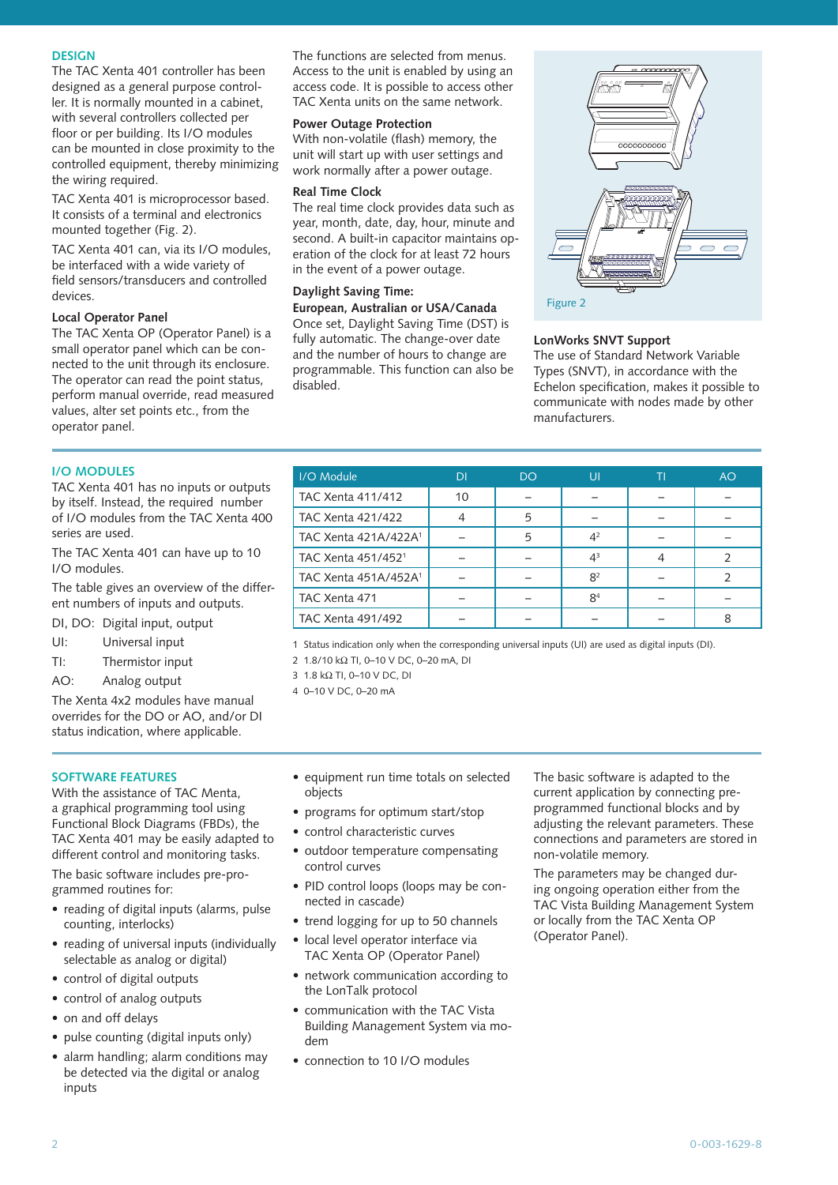## DESIGN

The TAC Xenta 401 controller has been designed as a general purpose controller. It is normally mounted in a cabinet, with several controllers collected per floor or per building. Its I/O modules can be mounted in close proximity to the controlled equipment, thereby minimizing the wiring required.

TAC Xenta 401 is microprocessor based. It consists of a terminal and electronics mounted together (Fig. 2).

TAC Xenta 401 can, via its I/O modules, be interfaced with a wide variety of field sensors/transducers and controlled devices.

### Local Operator Panel

The TAC Xenta OP (Operator Panel) is a small operator panel which can be connected to the unit through its enclosure. The operator can read the point status, perform manual override, read measured values, alter set points etc., from the operator panel.

The functions are selected from menus. Access to the unit is enabled by using an access code. It is possible to access other TAC Xenta units on the same network.

### Power Outage Protection

With non-volatile (flash) memory, the unit will start up with user settings and work normally after a power outage.

### Real Time Clock

The real time clock provides data such as year, month, date, day, hour, minute and second. A built-in capacitor maintains operation of the clock for at least 72 hours in the event of a power outage.

### Daylight Saving Time: European, Australian or USA/Canada

Once set, Daylight Saving Time (DST) is fully automatic. The change-over date and the number of hours to change are programmable. This function can also be disabled.

Figure 2

### LonWorks SNVT Support

The use of Standard Network Variable Types (SNVT), in accordance with the Echelon specification, makes it possible to communicate with nodes made by other manufacturers.

## I/O MODULES

TAC Xenta 401 has no inputs or outputs by itself. Instead, the required number of I/O modules from the TAC Xenta 400 series are used.

The TAC Xenta 401 can have up to 10 I/O modules.

The table gives an overview of the different numbers of inputs and outputs.

DI, DO: Digital input, output

UI: Universal input

TI: Thermistor input

AO: Analog output

The Xenta 4x2 modules have manual overrides for the DO or AO, and/or DI status indication, where applicable.

| I/O Module | DI | DO | UI | TI | AO |
|---|---|---|---|---|---|
| TAC Xenta 411/412 | 10 | – | – | – | – |
| TAC Xenta 421/422 | 4 | 5 | – | – | – |
| TAC Xenta 421A/422A[1] | – | 5 | 4[2] | – | – |
| TAC Xenta 451/452[1] | – | – | 4[3] | 4 | 2 |
| TAC Xenta 451A/452A[1] | – | – | 8[2] | – | 2 |
| TAC Xenta 471 | – | – | 8[4] | – | – |
| TAC Xenta 491/492 | – | – | – | – | 8 |

1 Status indication only when the corresponding universal inputs (UI) are used as digital inputs (DI).

2 1.8/10 kΩ TI, 0–10 V DC, 0–20 mA, DI

3 1.8 kΩ TI, 0–10 V DC, DI

4 0–10 V DC, 0–20 mA

## SOFTWARE FEATURES

With the assistance of TAC Menta, a graphical programming tool using Functional Block Diagrams (FBDs), the TAC Xenta 401 may be easily adapted to different control and monitoring tasks.

The basic software includes pre-programmed routines for:

- reading of digital inputs (alarms, pulse counting, interlocks)
- reading of universal inputs (individually selectable as analog or digital)
- control of digital outputs
- control of analog outputs
- on and off delays
- pulse counting (digital inputs only)
- alarm handling; alarm conditions may be detected via the digital or analog inputs
- equipment run time totals on selected objects
- programs for optimum start/stop
- control characteristic curves
- outdoor temperature compensating control curves
- PID control loops (loops may be connected in cascade)
- trend logging for up to 50 channels
- local level operator interface via TAC Xenta OP (Operator Panel)
- network communication according to the LonTalk protocol
- communication with the TAC Vista Building Management System via modem
- connection to 10 I/O modules

The basic software is adapted to the current application by connecting pre-programmed functional blocks and by adjusting the relevant parameters. These connections and parameters are stored in non-volatile memory.

The parameters may be changed during ongoing operation either from the TAC Vista Building Management System or locally from the TAC Xenta OP (Operator Panel).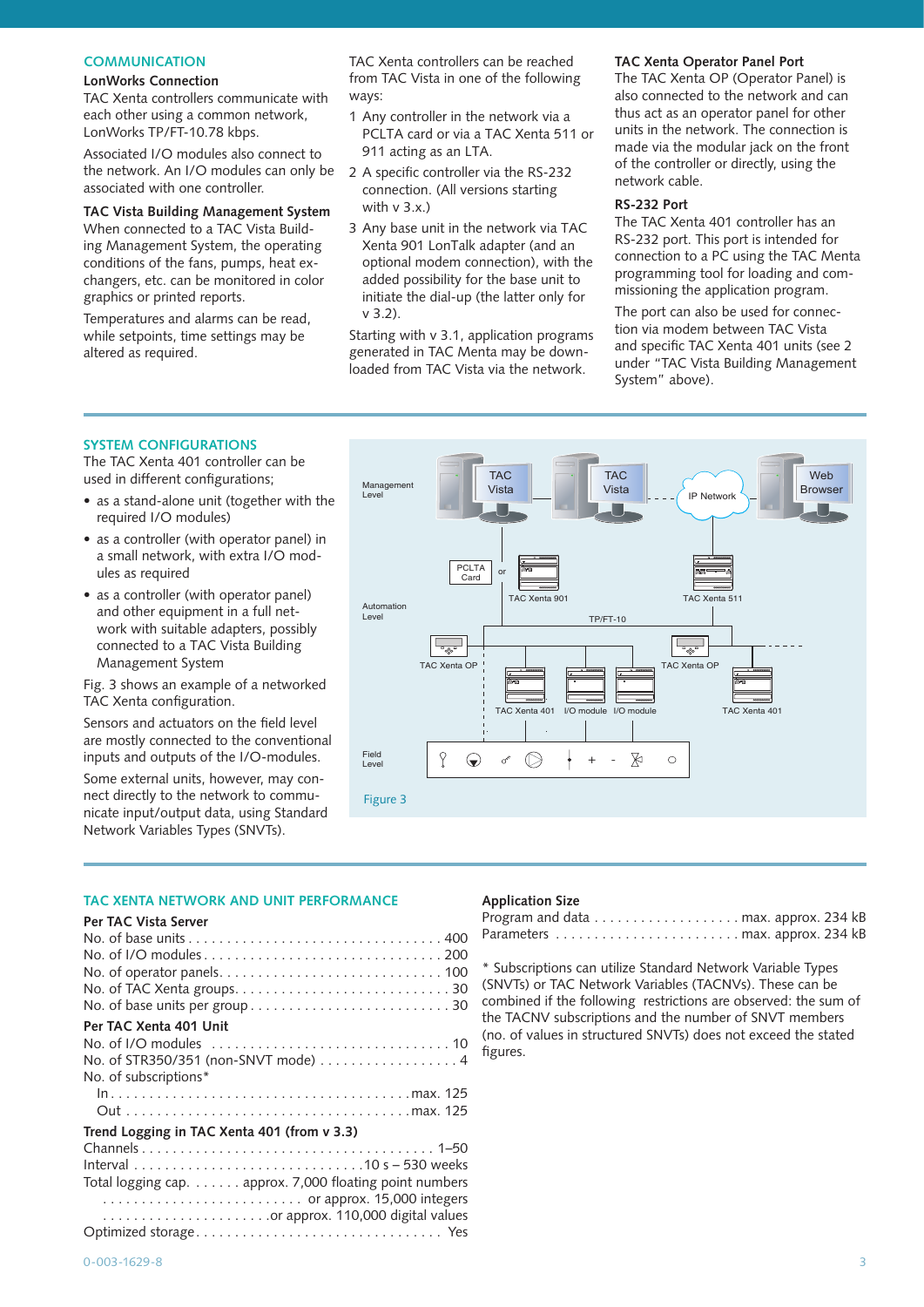## COMMUNICATION

### LonWorks Connection

TAC Xenta controllers communicate with each other using a common network, LonWorks TP/FT-10.78 kbps.

Associated I/O modules also connect to the network. An I/O modules can only be associated with one controller.

### TAC Vista Building Management System

When connected to a TAC Vista Building Management System, the operating conditions of the fans, pumps, heat exchangers, etc. can be monitored in color graphics or printed reports.

Temperatures and alarms can be read, while setpoints, time settings may be altered as required.

TAC Xenta controllers can be reached from TAC Vista in one of the following ways:

1. Any controller in the network via a PCLTA card or via a TAC Xenta 511 or 911 acting as an LTA.
2. A specific controller via the RS-232 connection. (All versions starting with v 3.x.)
3. Any base unit in the network via TAC Xenta 901 LonTalk adapter (and an optional modem connection), with the added possibility for the base unit to initiate the dial-up (the latter only for v 3.2).

Starting with v 3.1, application programs generated in TAC Menta may be downloaded from TAC Vista via the network.

### TAC Xenta Operator Panel Port

The TAC Xenta OP (Operator Panel) is also connected to the network and can thus act as an operator panel for other units in the network. The connection is made via the modular jack on the front of the controller or directly, using the network cable.

### RS-232 Port

The TAC Xenta 401 controller has an RS-232 port. This port is intended for connection to a PC using the TAC Menta programming tool for loading and commissioning the application program.

The port can also be used for connection via modem between TAC Vista and specific TAC Xenta 401 units (see 2 under "TAC Vista Building Management System" above).

## SYSTEM CONFIGURATIONS

The TAC Xenta 401 controller can be used in different configurations;

- as a stand-alone unit (together with the required I/O modules)
- as a controller (with operator panel) in a small network, with extra I/O modules as required
- as a controller (with operator panel) and other equipment in a full network with suitable adapters, possibly connected to a TAC Vista Building Management System

Fig. 3 shows an example of a networked TAC Xenta configuration.

Sensors and actuators on the field level are mostly connected to the conventional inputs and outputs of the I/O-modules.

Some external units, however, may connect directly to the network to communicate input/output data, using Standard Network Variables Types (SNVTs).

Figure 3

## TAC XENTA NETWORK AND UNIT PERFORMANCE

### Per TAC Vista Server

| | |
|---|---|
| No. of base units | 400 |
| No. of I/O modules | 200 |
| No. of operator panels | 100 |
| No. of TAC Xenta groups | 30 |
| No. of base units per group | 30 |

### Per TAC Xenta 401 Unit

| | |
|---|---|
| No. of I/O modules | 10 |
| No. of STR350/351 (non-SNVT mode) | 4 |
| No. of subscriptions* | |
| In | max. 125 |
| Out | max. 125 |

### Trend Logging in TAC Xenta 401 (from v 3.3)

| | |
|---|---|
| Channels | 1–50 |
| Interval | 10 s – 530 weeks |
| Total logging cap. | approx. 7,000 floating point numbers |
| | or approx. 15,000 integers |
| | or approx. 110,000 digital values |
| Optimized storage | Yes |

### Application Size

| | |
|---|---|
| Program and data | max. approx. 234 kB |
| Parameters | max. approx. 234 kB |

\* Subscriptions can utilize Standard Network Variable Types (SNVTs) or TAC Network Variables (TACNVs). These can be combined if the following restrictions are observed: the sum of the TACNV subscriptions and the number of SNVT members (no. of values in structured SNVTs) does not exceed the stated figures.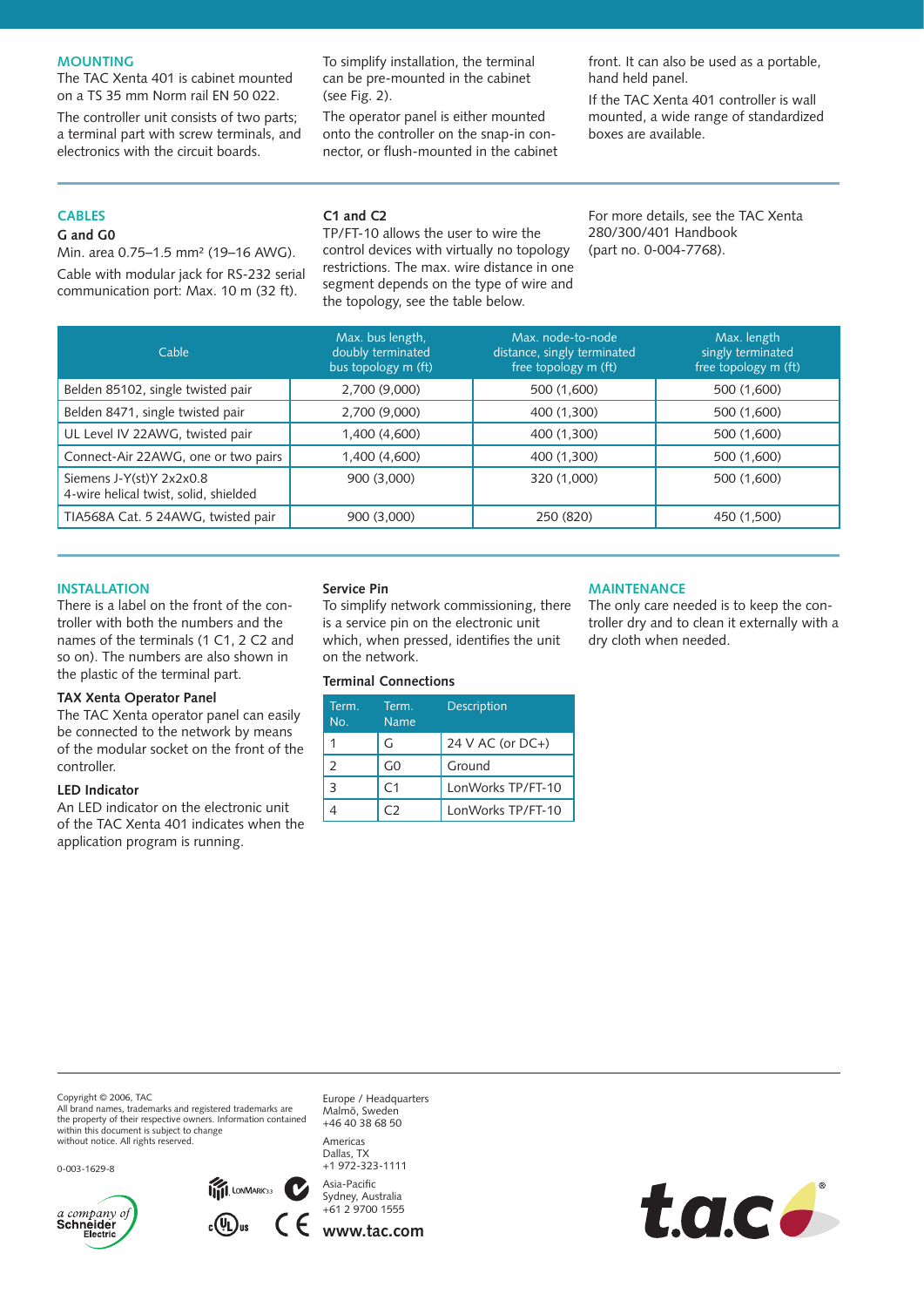## MOUNTING

The TAC Xenta 401 is cabinet mounted on a TS 35 mm Norm rail EN 50 022.

The controller unit consists of two parts; a terminal part with screw terminals, and electronics with the circuit boards.

To simplify installation, the terminal can be pre-mounted in the cabinet (see Fig. 2).

The operator panel is either mounted onto the controller on the snap-in connector, or flush-mounted in the cabinet front. It can also be used as a portable, hand held panel.

If the TAC Xenta 401 controller is wall mounted, a wide range of standardized boxes are available.

## CABLES

### G and G0

Min. area 0.75–1.5 mm² (19–16 AWG).

Cable with modular jack for RS-232 serial communication port: Max. 10 m (32 ft).

### C1 and C2

TP/FT-10 allows the user to wire the control devices with virtually no topology restrictions. The max. wire distance in one segment depends on the type of wire and the topology, see the table below.

For more details, see the TAC Xenta 280/300/401 Handbook (part no. 0-004-7768).

| Cable | Max. bus length, doubly terminated bus topology m (ft) | Max. node-to-node distance, singly terminated free topology m (ft) | Max. length singly terminated free topology m (ft) |
|---|---|---|---|
| Belden 85102, single twisted pair | 2,700 (9,000) | 500 (1,600) | 500 (1,600) |
| Belden 8471, single twisted pair | 2,700 (9,000) | 400 (1,300) | 500 (1,600) |
| UL Level IV 22AWG, twisted pair | 1,400 (4,600) | 400 (1,300) | 500 (1,600) |
| Connect-Air 22AWG, one or two pairs | 1,400 (4,600) | 400 (1,300) | 500 (1,600) |
| Siemens J-Y(st)Y 2x2x0.8 4-wire helical twist, solid, shielded | 900 (3,000) | 320 (1,000) | 500 (1,600) |
| TIA568A Cat. 5 24AWG, twisted pair | 900 (3,000) | 250 (820) | 450 (1,500) |

## INSTALLATION

There is a label on the front of the controller with both the numbers and the names of the terminals (1 C1, 2 C2 and so on). The numbers are also shown in the plastic of the terminal part.

### TAX Xenta Operator Panel

The TAC Xenta operator panel can easily be connected to the network by means of the modular socket on the front of the controller.

### LED Indicator

An LED indicator on the electronic unit of the TAC Xenta 401 indicates when the application program is running.

### Service Pin

To simplify network commissioning, there is a service pin on the electronic unit which, when pressed, identifies the unit on the network.

### Terminal Connections

| Term. No. | Term. Name | Description |
|---|---|---|
| 1 | G | 24 V AC (or DC+) |
| 2 | G0 | Ground |
| 3 | C1 | LonWorks TP/FT-10 |
| 4 | C2 | LonWorks TP/FT-10 |

## MAINTENANCE

The only care needed is to keep the controller dry and to clean it externally with a dry cloth when needed.

Copyright © 2006, TAC
All brand names, trademarks and registered trademarks are the property of their respective owners. Information contained within this document is subject to change without notice. All rights reserved.

0-003-1629-8

a company of Schneider Electric

Europe / Headquarters
Malmö, Sweden
+46 40 38 68 50

Americas
Dallas, TX
+1 972-323-1111

Asia-Pacific
Sydney, Australia
+61 2 9700 1555

www.tac.com